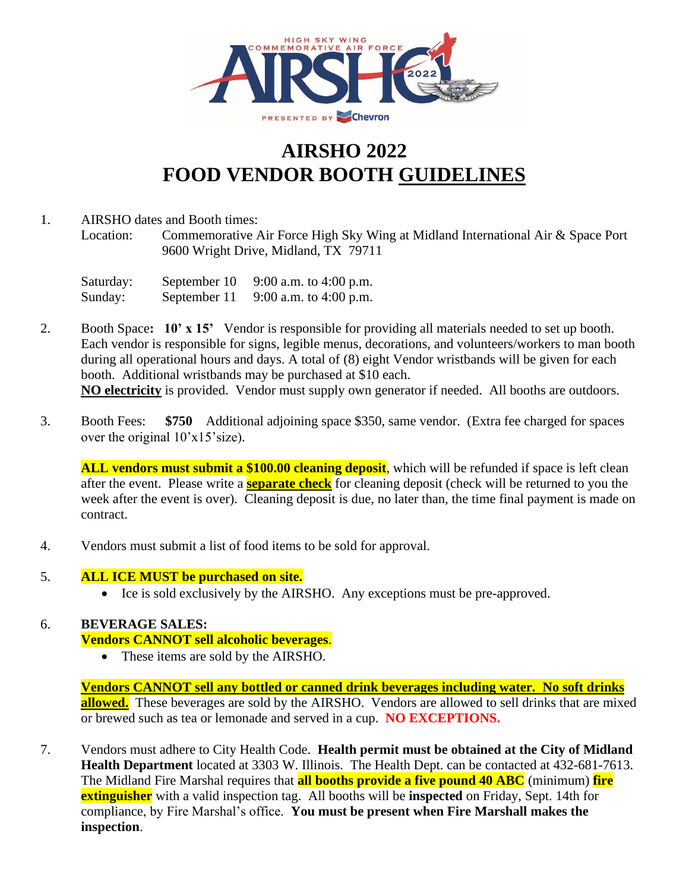# AIRSHO 2022
# FOOD VENDOR BOOTH GUIDELINES

1. AIRSHO dates and Booth times:

   Location: Commemorative Air Force High Sky Wing at Midland International Air & Space Port
   9600 Wright Drive, Midland, TX 79711

   | | | |
   |---|---|---|
   | Saturday: | September 10 | 9:00 a.m. to 4:00 p.m. |
   | Sunday: | September 11 | 9:00 a.m. to 4:00 p.m. |

2. Booth Space**: 10' x 15'** Vendor is responsible for providing all materials needed to set up booth. Each vendor is responsible for signs, legible menus, decorations, and volunteers/workers to man booth during all operational hours and days. A total of (8) eight Vendor wristbands will be given for each booth. Additional wristbands may be purchased at $10 each.
   **NO electricity** is provided. Vendor must supply own generator if needed. All booths are outdoors.

3. Booth Fees: **$750** Additional adjoining space $350, same vendor. (Extra fee charged for spaces over the original 10'x15'size).

   **ALL vendors must submit a $100.00 cleaning deposit**, which will be refunded if space is left clean after the event. Please write a **separate check** for cleaning deposit (check will be returned to you the week after the event is over). Cleaning deposit is due, no later than, the time final payment is made on contract.

4. Vendors must submit a list of food items to be sold for approval.

5. **ALL ICE MUST be purchased on site.**
   - Ice is sold exclusively by the AIRSHO. Any exceptions must be pre-approved.

6. **BEVERAGE SALES:**
   **Vendors CANNOT sell alcoholic beverages**.
   - These items are sold by the AIRSHO.

   **Vendors CANNOT sell any bottled or canned drink beverages including water. No soft drinks allowed.** These beverages are sold by the AIRSHO. Vendors are allowed to sell drinks that are mixed or brewed such as tea or lemonade and served in a cup. **NO EXCEPTIONS.**

7. Vendors must adhere to City Health Code. **Health permit must be obtained at the City of Midland Health Department** located at 3303 W. Illinois. The Health Dept. can be contacted at 432-681-7613. The Midland Fire Marshal requires that **all booths provide a five pound 40 ABC** (minimum) **fire extinguisher** with a valid inspection tag. All booths will be **inspected** on Friday, Sept. 14th for compliance, by Fire Marshal's office. **You must be present when Fire Marshall makes the inspection**.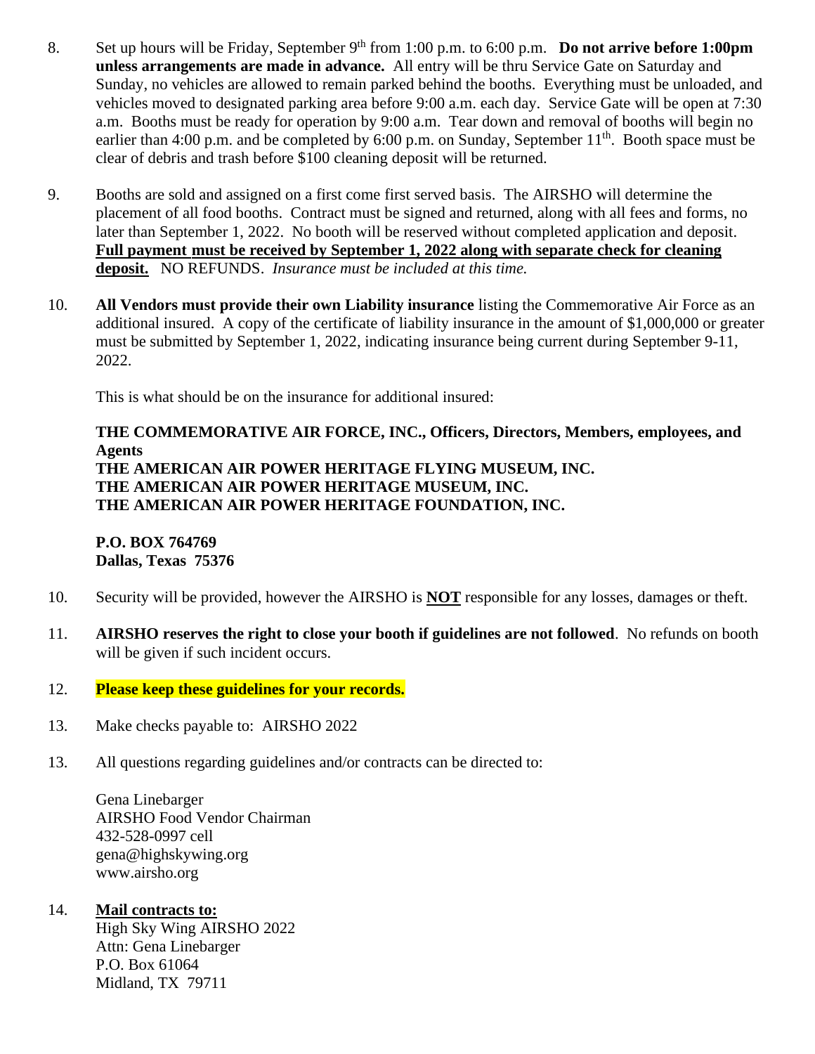8. Set up hours will be Friday, September 9th from 1:00 p.m. to 6:00 p.m. **Do not arrive before 1:00pm unless arrangements are made in advance.** All entry will be thru Service Gate on Saturday and Sunday, no vehicles are allowed to remain parked behind the booths. Everything must be unloaded, and vehicles moved to designated parking area before 9:00 a.m. each day. Service Gate will be open at 7:30 a.m. Booths must be ready for operation by 9:00 a.m. Tear down and removal of booths will begin no earlier than 4:00 p.m. and be completed by 6:00 p.m. on Sunday, September 11th. Booth space must be clear of debris and trash before $100 cleaning deposit will be returned.

9. Booths are sold and assigned on a first come first served basis. The AIRSHO will determine the placement of all food booths. Contract must be signed and returned, along with all fees and forms, no later than September 1, 2022. No booth will be reserved without completed application and deposit. **Full payment must be received by September 1, 2022 along with separate check for cleaning deposit.** NO REFUNDS. *Insurance must be included at this time.*

10. **All Vendors must provide their own Liability insurance** listing the Commemorative Air Force as an additional insured. A copy of the certificate of liability insurance in the amount of $1,000,000 or greater must be submitted by September 1, 2022, indicating insurance being current during September 9-11, 2022.

    This is what should be on the insurance for additional insured:

    **THE COMMEMORATIVE AIR FORCE, INC., Officers, Directors, Members, employees, and Agents**
    **THE AMERICAN AIR POWER HERITAGE FLYING MUSEUM, INC.**
    **THE AMERICAN AIR POWER HERITAGE MUSEUM, INC.**
    **THE AMERICAN AIR POWER HERITAGE FOUNDATION, INC.**

    **P.O. BOX 764769**
    **Dallas, Texas 75376**

10. Security will be provided, however the AIRSHO is **NOT** responsible for any losses, damages or theft.

11. **AIRSHO reserves the right to close your booth if guidelines are not followed**. No refunds on booth will be given if such incident occurs.

12. **Please keep these guidelines for your records.**

13. Make checks payable to: AIRSHO 2022

13. All questions regarding guidelines and/or contracts can be directed to:

    Gena Linebarger
    AIRSHO Food Vendor Chairman
    432-528-0997 cell
    gena@highskywing.org
    www.airsho.org

14. **Mail contracts to:**
    High Sky Wing AIRSHO 2022
    Attn: Gena Linebarger
    P.O. Box 61064
    Midland, TX 79711